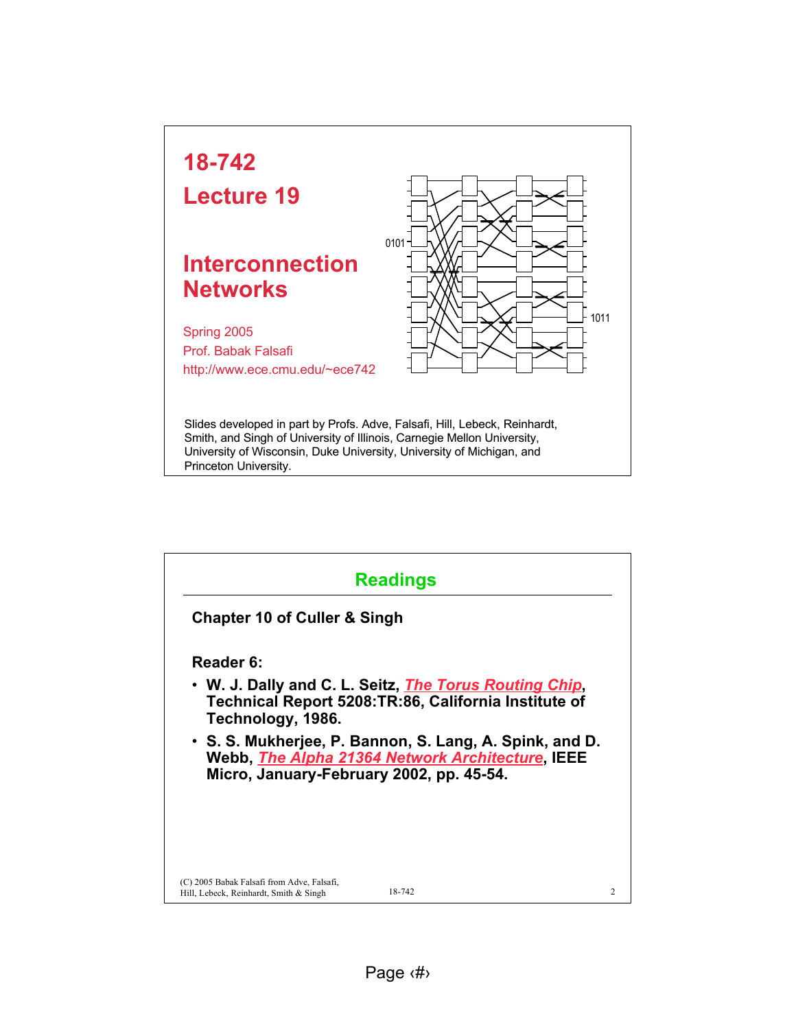# 18-742

# Lecture 19

# Interconnection Networks

Spring 2005
Prof. Babak Falsafi
http://www.ece.cmu.edu/~ece742

0101

1011

Slides developed in part by Profs. Adve, Falsafi, Hill, Lebeck, Reinhardt, Smith, and Singh of University of Illinois, Carnegie Mellon University, University of Wisconsin, Duke University, University of Michigan, and Princeton University.

## Readings

**Chapter 10 of Culler & Singh**

**Reader 6:**

- **W. J. Dally and C. L. Seitz, *The Torus Routing Chip*, Technical Report 5208:TR:86, California Institute of Technology, 1986.**
- **S. S. Mukherjee, P. Bannon, S. Lang, A. Spink, and D. Webb, *The Alpha 21364 Network Architecture*, IEEE Micro, January-February 2002, pp. 45-54.**

(C) 2005 Babak Falsafi from Adve, Falsafi, Hill, Lebeck, Reinhardt, Smith & Singh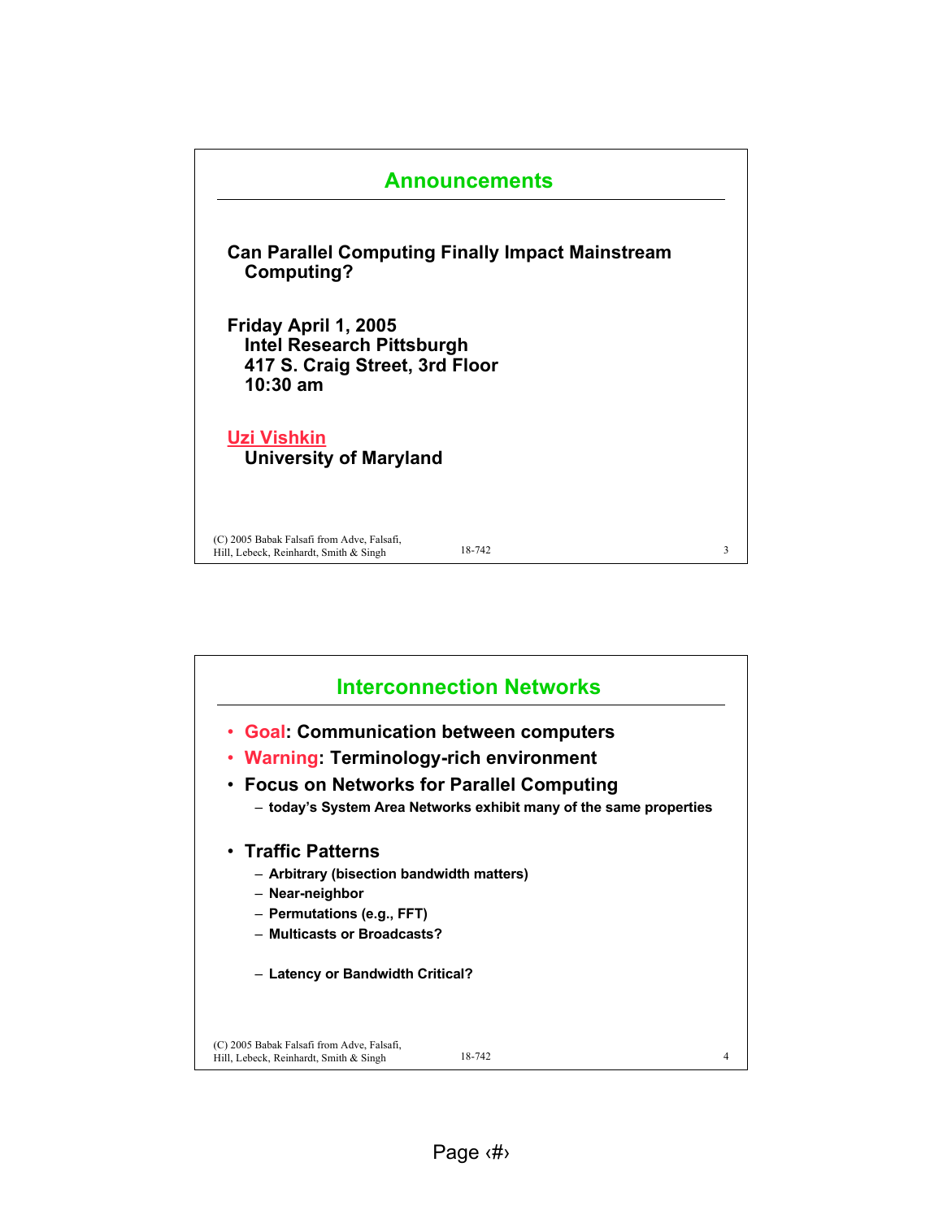## Announcements

**Can Parallel Computing Finally Impact Mainstream Computing?**

**Friday April 1, 2005**
**Intel Research Pittsburgh**
**417 S. Craig Street, 3rd Floor**
**10:30 am**

**Uzi Vishkin**
**University of Maryland**

## Interconnection Networks

- **Goal: Communication between computers**
- **Warning: Terminology-rich environment**
- **Focus on Networks for Parallel Computing**
  - today's System Area Networks exhibit many of the same properties
- **Traffic Patterns**
  - Arbitrary (bisection bandwidth matters)
  - Near-neighbor
  - Permutations (e.g., FFT)
  - Multicasts or Broadcasts?
  - Latency or Bandwidth Critical?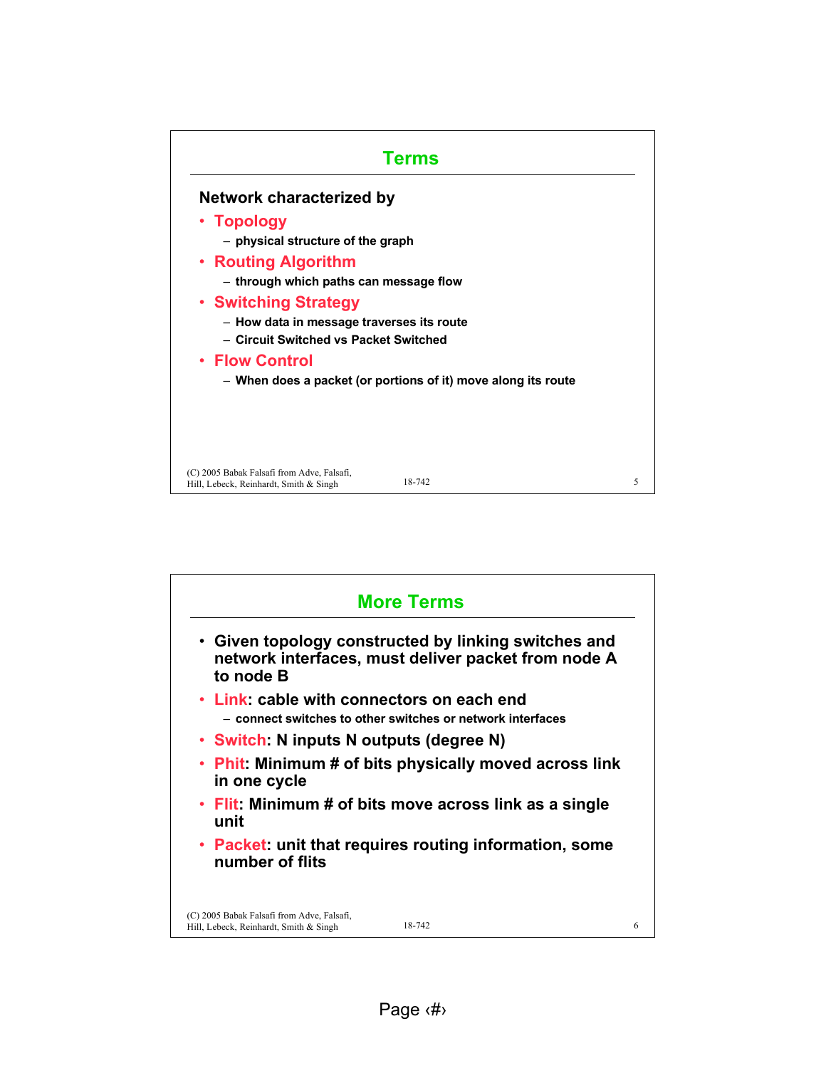## Terms

**Network characterized by**

- **Topology**
  - physical structure of the graph
- **Routing Algorithm**
  - through which paths can message flow
- **Switching Strategy**
  - How data in message traverses its route
  - Circuit Switched vs Packet Switched
- **Flow Control**
  - When does a packet (or portions of it) move along its route

## More Terms

- Given topology constructed by linking switches and network interfaces, must deliver packet from node A to node B
- **Link**: cable with connectors on each end
  - connect switches to other switches or network interfaces
- **Switch**: N inputs N outputs (degree N)
- **Phit**: Minimum # of bits physically moved across link in one cycle
- **Flit**: Minimum # of bits move across link as a single unit
- **Packet**: unit that requires routing information, some number of flits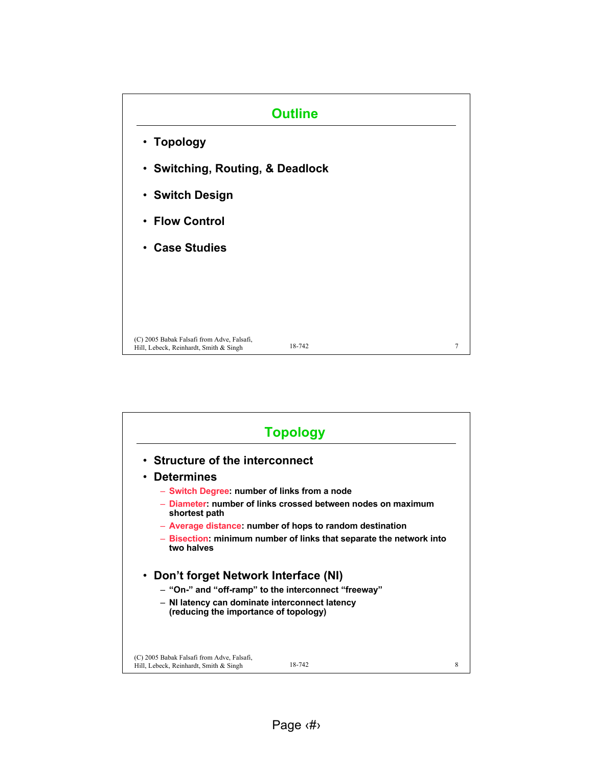## Outline

- Topology
- Switching, Routing, & Deadlock
- Switch Design
- Flow Control
- Case Studies

## Topology

- Structure of the interconnect
- Determines
  - Switch Degree: number of links from a node
  - Diameter: number of links crossed between nodes on maximum shortest path
  - Average distance: number of hops to random destination
  - Bisection: minimum number of links that separate the network into two halves
- Don't forget Network Interface (NI)
  - "On-" and "off-ramp" to the interconnect "freeway"
  - NI latency can dominate interconnect latency (reducing the importance of topology)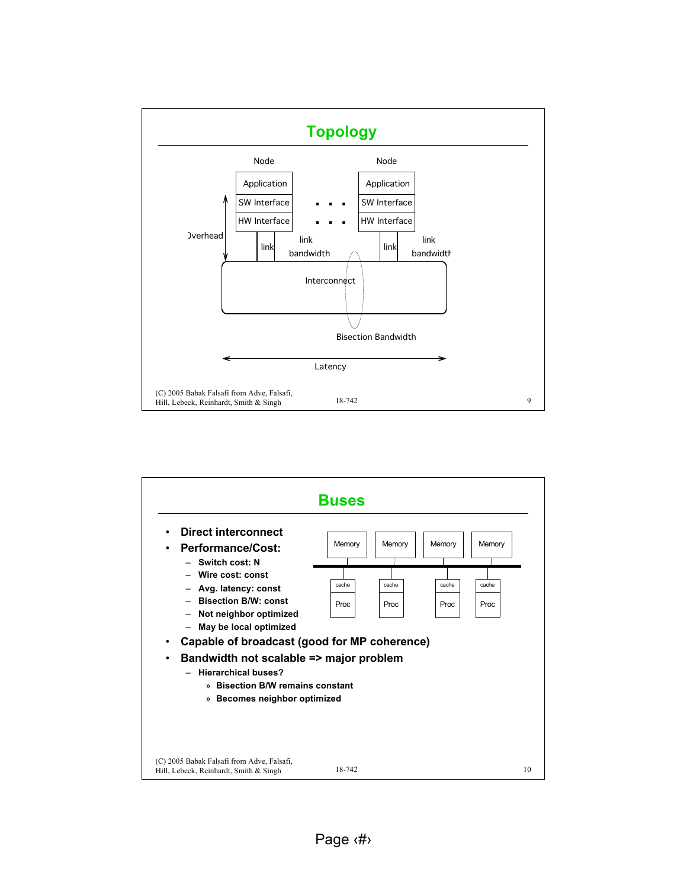# Topology

Node

Application

SW Interface

HW Interface

Node

Application

SW Interface

HW Interface

Overhead

link

link bandwidth

link

link bandwidth

Interconnect

Bisection Bandwidth

Latency

# Buses

- **Direct interconnect**
- **Performance/Cost:**
  - **Switch cost: N**
  - **Wire cost: const**
  - **Avg. latency: const**
  - **Bisection B/W: const**
  - **Not neighbor optimized**
  - **May be local optimized**
- **Capable of broadcast (good for MP coherence)**
- **Bandwidth not scalable => major problem**
  - **Hierarchical buses?**
    - » **Bisection B/W remains constant**
    - » **Becomes neighbor optimized**

Memory | Memory | Memory | Memory

cache Proc | cache Proc | cache Proc | cache Proc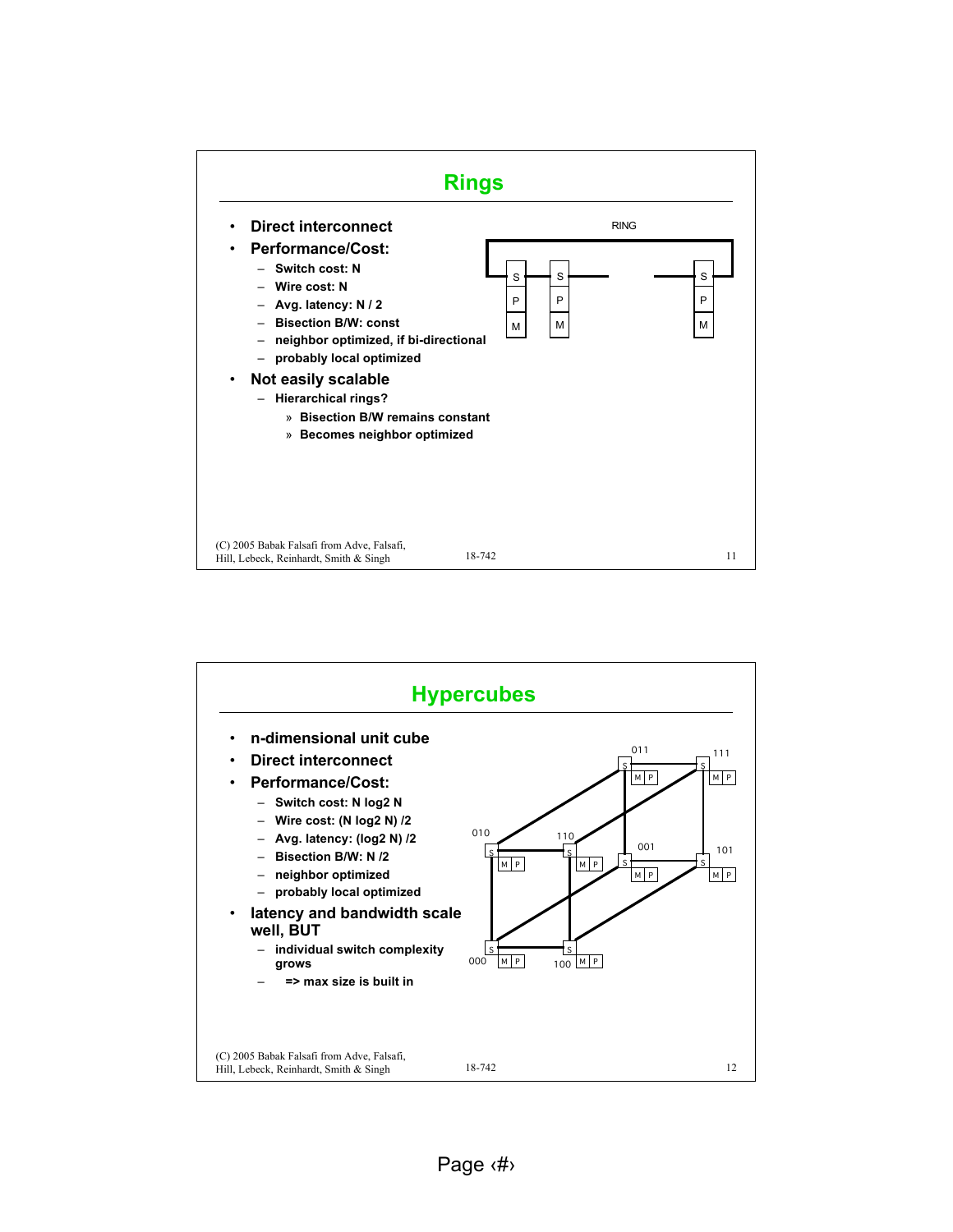# Rings

- **Direct interconnect**
- **Performance/Cost:**
  - **Switch cost: N**
  - **Wire cost: N**
  - **Avg. latency: N / 2**
  - **Bisection B/W: const**
  - **neighbor optimized, if bi-directional**
  - **probably local optimized**
- **Not easily scalable**
  - **Hierarchical rings?**
    - » **Bisection B/W remains constant**
    - » **Becomes neighbor optimized**

# Hypercubes

- **n-dimensional unit cube**
- **Direct interconnect**
- **Performance/Cost:**
  - **Switch cost: N log2 N**
  - **Wire cost: (N log2 N) /2**
  - **Avg. latency: (log2 N) /2**
  - **Bisection B/W: N /2**
  - **neighbor optimized**
  - **probably local optimized**
- **latency and bandwidth scale well, BUT**
  - **individual switch complexity grows**
  - **=> max size is built in**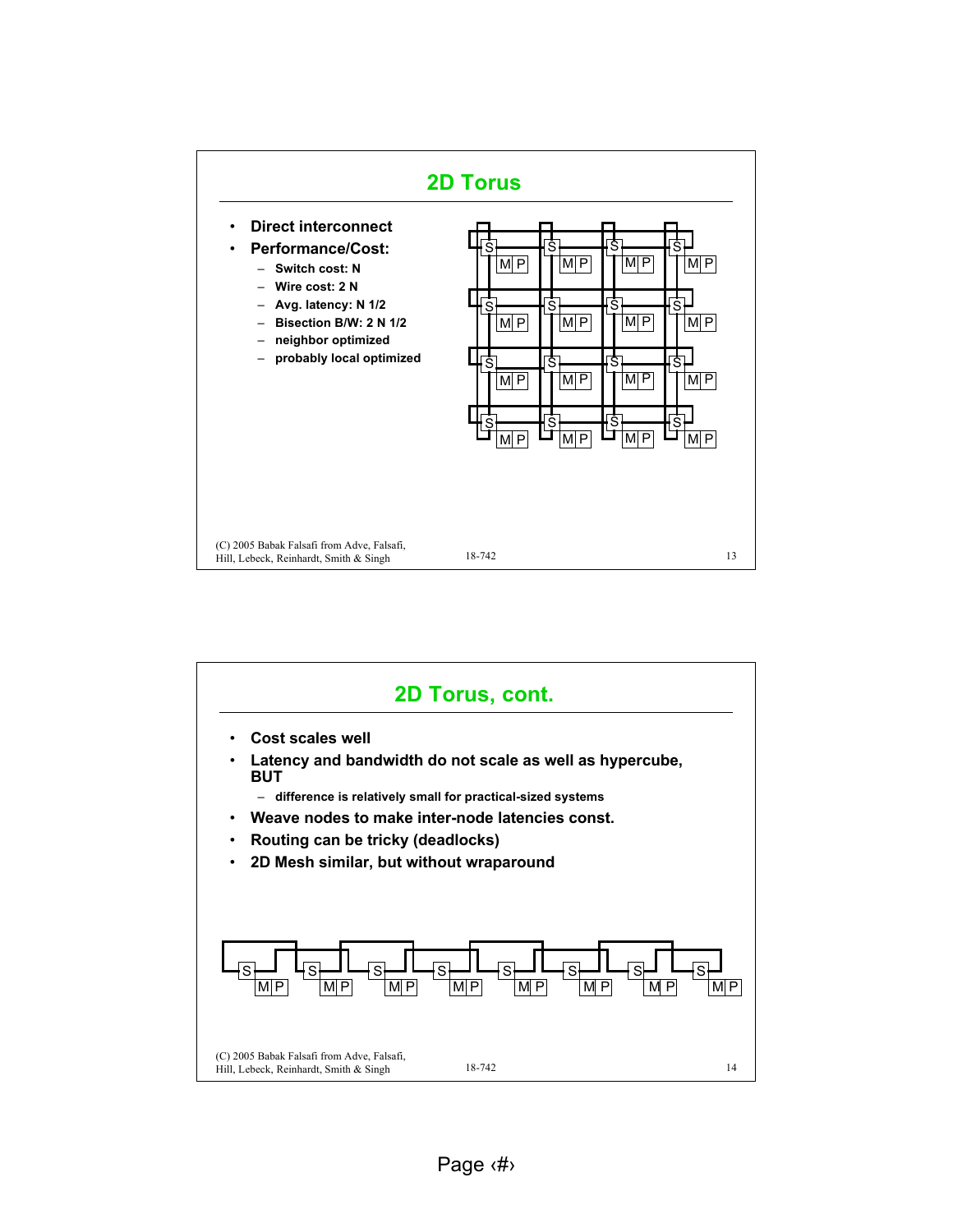## 2D Torus

- **Direct interconnect**
- **Performance/Cost:**
  - **Switch cost: N**
  - **Wire cost: 2 N**
  - **Avg. latency: N 1/2**
  - **Bisection B/W: 2 N 1/2**
  - **neighbor optimized**
  - **probably local optimized**

(C) 2005 Babak Falsafi from Adve, Falsafi, Hill, Lebeck, Reinhardt, Smith & Singh

18-742

## 2D Torus, cont.

- **Cost scales well**
- **Latency and bandwidth do not scale as well as hypercube, BUT**
  - **difference is relatively small for practical-sized systems**
- **Weave nodes to make inter-node latencies const.**
- **Routing can be tricky (deadlocks)**
- **2D Mesh similar, but without wraparound**

(C) 2005 Babak Falsafi from Adve, Falsafi, Hill, Lebeck, Reinhardt, Smith & Singh

18-742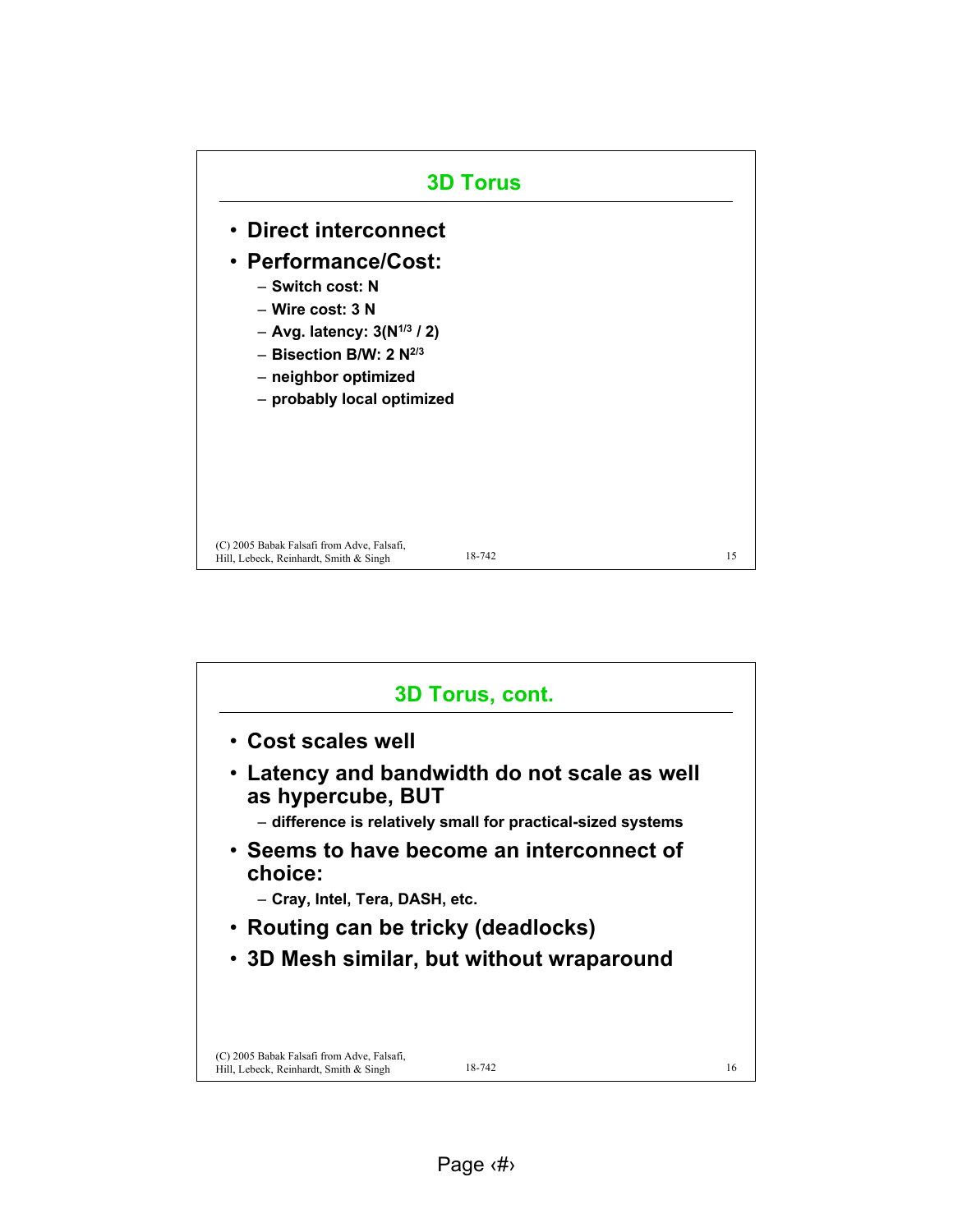## 3D Torus

- Direct interconnect
- Performance/Cost:
  - Switch cost: N
  - Wire cost: 3 N
  - Avg. latency: $3(N^{1/3} / 2)$
  - Bisection B/W: $2 N^{2/3}$
  - neighbor optimized
  - probably local optimized

## 3D Torus, cont.

- Cost scales well
- Latency and bandwidth do not scale as well as hypercube, BUT
  - difference is relatively small for practical-sized systems
- Seems to have become an interconnect of choice:
  - Cray, Intel, Tera, DASH, etc.
- Routing can be tricky (deadlocks)
- 3D Mesh similar, but without wraparound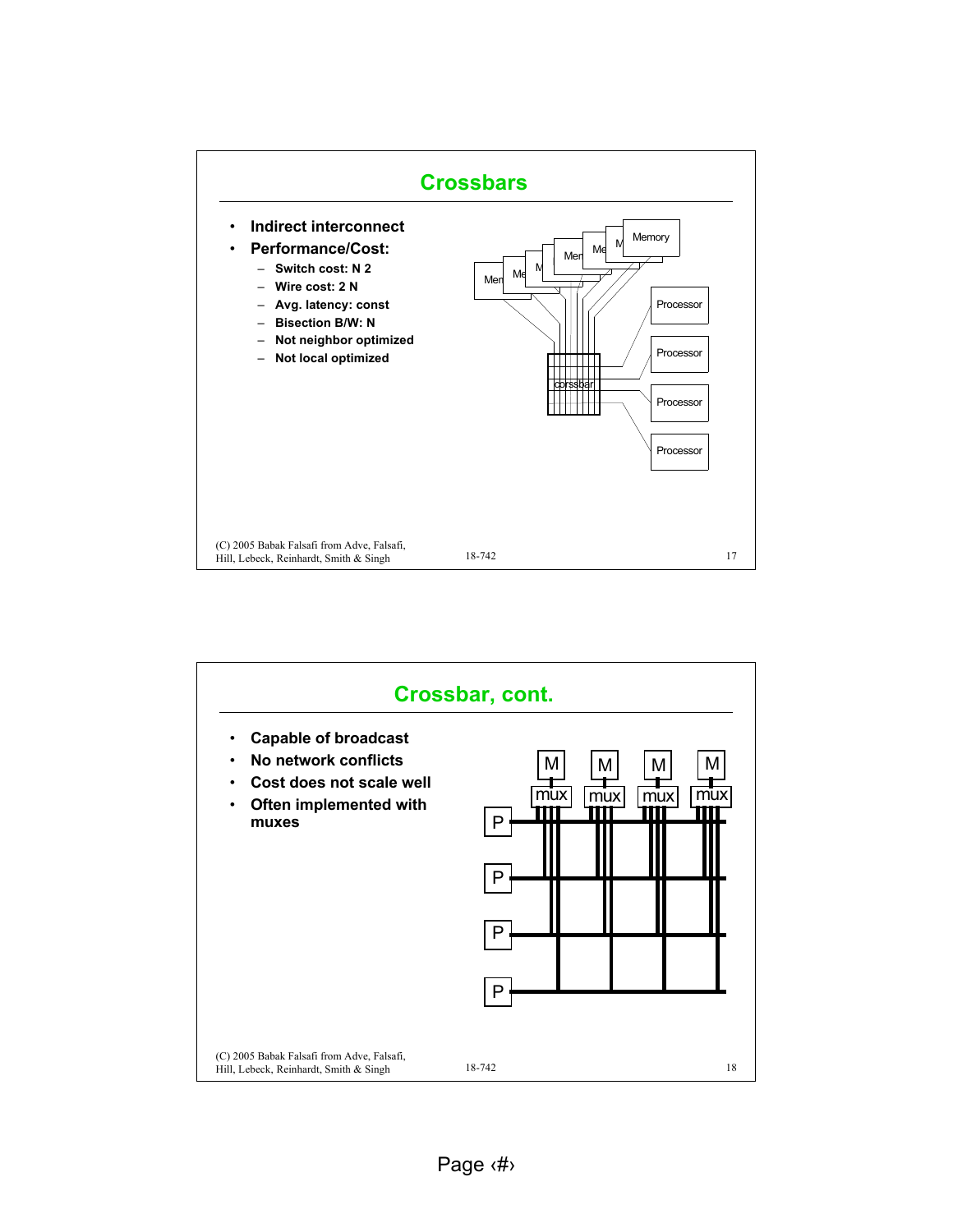## Crossbars

- Indirect interconnect
- Performance/Cost:
  - Switch cost: N 2
  - Wire cost: 2 N
  - Avg. latency: const
  - Bisection B/W: N
  - Not neighbor optimized
  - Not local optimized

## Crossbar, cont.

- Capable of broadcast
- No network conflicts
- Cost does not scale well
- Often implemented with muxes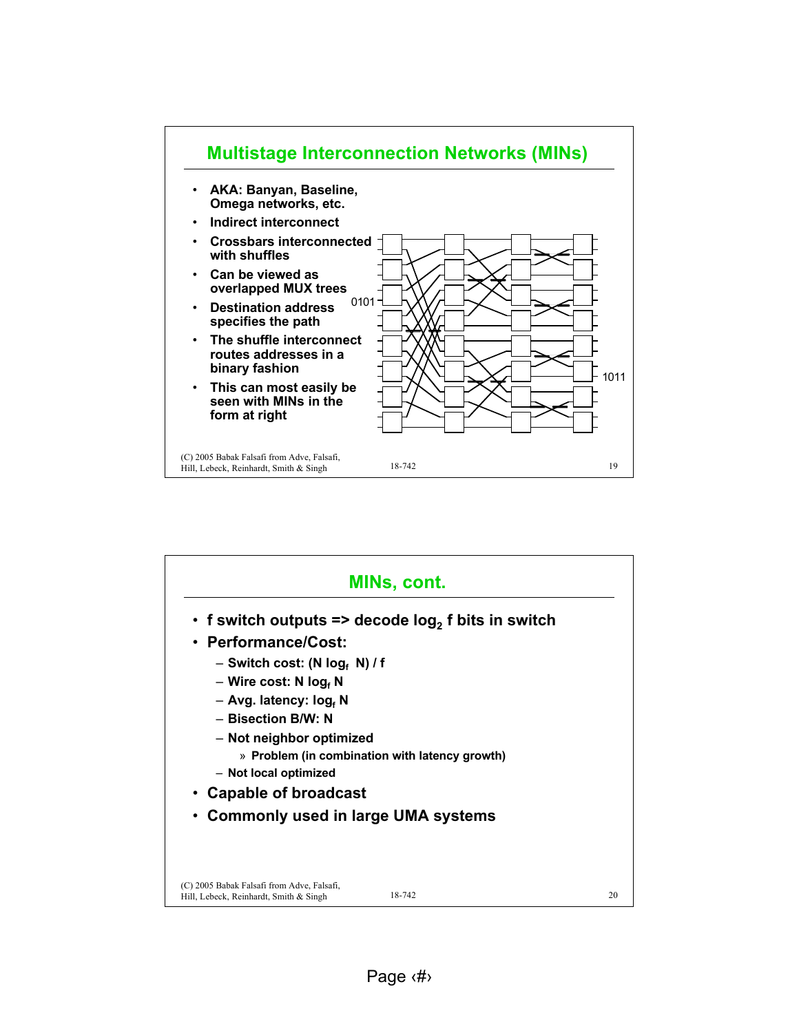## Multistage Interconnection Networks (MINs)

- AKA: Banyan, Baseline, Omega networks, etc.
- Indirect interconnect
- Crossbars interconnected with shuffles
- Can be viewed as overlapped MUX trees
- Destination address specifies the path
- The shuffle interconnect routes addresses in a binary fashion
- This can most easily be seen with MINs in the form at right

0101

1011

(C) 2005 Babak Falsafi from Adve, Falsafi, Hill, Lebeck, Reinhardt, Smith & Singh

## MINs, cont.

- f switch outputs => decode $\log_2 f$ bits in switch
- Performance/Cost:
  - Switch cost: $(N \log_f N) / f$
  - Wire cost: $N \log_f N$
  - Avg. latency: $\log_f N$
  - Bisection B/W: N
  - Not neighbor optimized
    - » Problem (in combination with latency growth)
  - Not local optimized
- Capable of broadcast
- Commonly used in large UMA systems

(C) 2005 Babak Falsafi from Adve, Falsafi, Hill, Lebeck, Reinhardt, Smith & Singh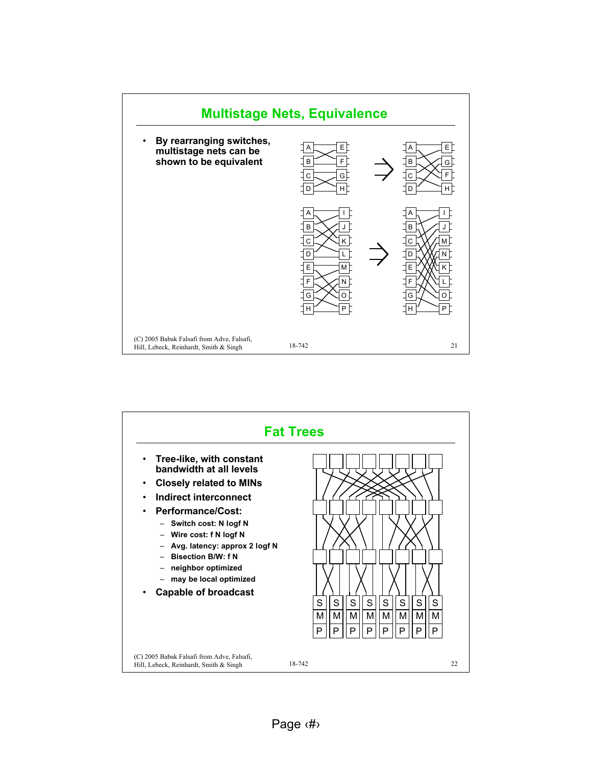## Multistage Nets, Equivalence

- By rearranging switches, multistage nets can be shown to be equivalent

## Fat Trees

- Tree-like, with constant bandwidth at all levels
- Closely related to MINs
- Indirect interconnect
- Performance/Cost:
  - Switch cost: N logf N
  - Wire cost: f N logf N
  - Avg. latency: approx 2 logf N
  - Bisection B/W: f N
  - neighbor optimized
  - may be local optimized
- Capable of broadcast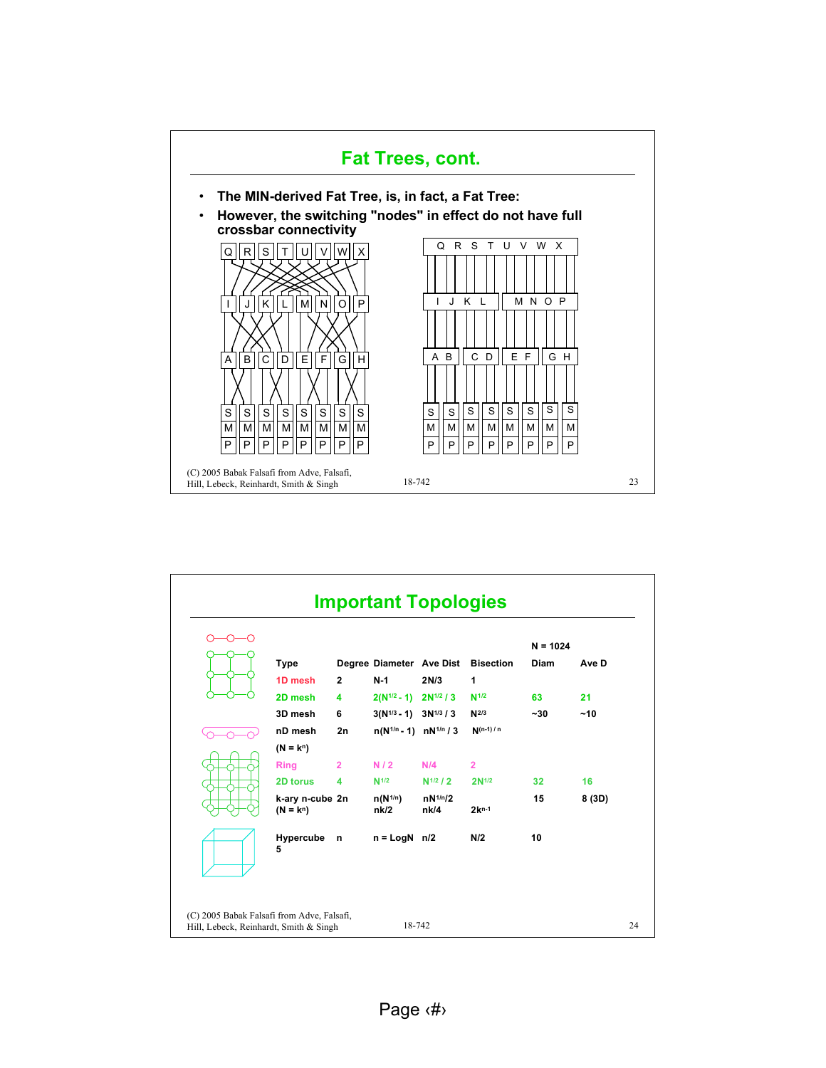## Fat Trees, cont.

- The MIN-derived Fat Tree, is, in fact, a Fat Tree:
- However, the switching "nodes" in effect do not have full crossbar connectivity

(C) 2005 Babak Falsafi from Adve, Falsafi, Hill, Lebeck, Reinhardt, Smith & Singh

## Important Topologies

| Type | Degree | Diameter | Ave Dist | Bisection | N = 1024 Diam | Ave D |
|---|---|---|---|---|---|---|
| 1D mesh | 2 | N-1 | 2N/3 | 1 | | |
| 2D mesh | 4 | $2(N^{1/2} - 1)$ | $2N^{1/2} / 3$ | $N^{1/2}$ | 63 | 21 |
| 3D mesh | 6 | $3(N^{1/3} - 1)$ | $3N^{1/3} / 3$ | $N^{2/3}$ | ~30 | ~10 |
| nD mesh ($N = k^n$) | 2n | $n(N^{1/n} - 1)$ | $nN^{1/n} / 3$ | $N^{(n-1)/n}$ | | |
| Ring | 2 | N / 2 | N/4 | 2 | | |
| 2D torus | 4 | $N^{1/2}$ | $N^{1/2} / 2$ | $2N^{1/2}$ | 32 | 16 |
| k-ary n-cube ($N = k^n$) | 2n | $n(N^{1/n})$ nk/2 | $nN^{1/n}/2$ nk/4 | $2k^{n-1}$ | 15 | 8 (3D) |
| Hypercube 5 | n | n = LogN | n/2 | N/2 | 10 | |

(C) 2005 Babak Falsafi from Adve, Falsafi, Hill, Lebeck, Reinhardt, Smith & Singh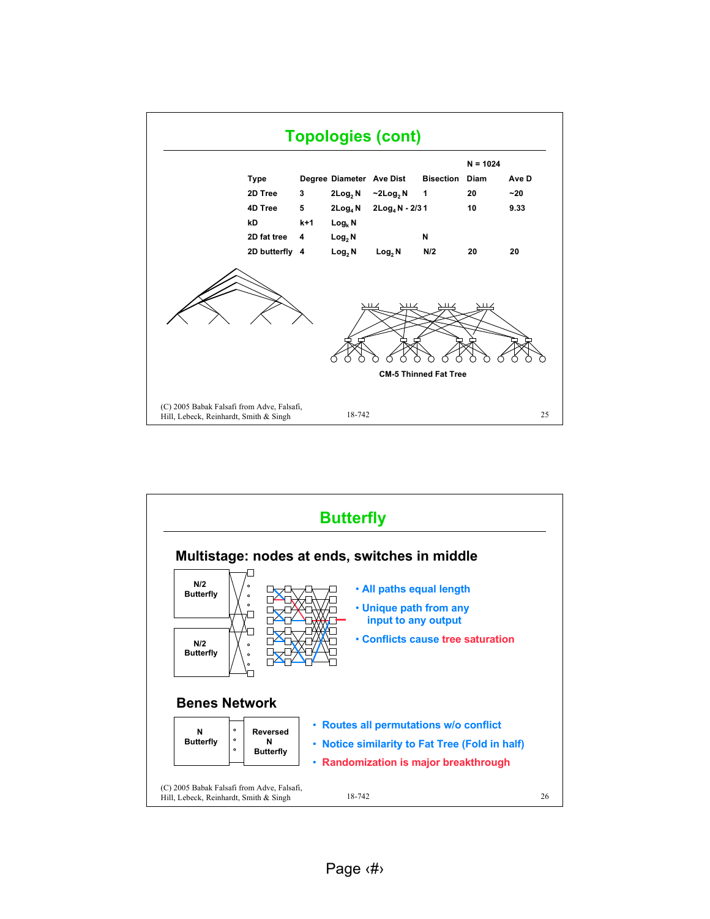# Topologies (cont)

| Type | Degree | Diameter | Ave Dist | Bisection | N = 1024 Diam | Ave D |
|---|---|---|---|---|---|---|
| 2D Tree | 3 | $2\log_2 N$ | $\sim 2\log_2 N$ | 1 | 20 | ~20 |
| 4D Tree | 5 | $2\log_4 N$ | $2\log_4 N - 2/3$ | 1 | 10 | 9.33 |
| kD | k+1 | $\log_k N$ | | | | |
| 2D fat tree | 4 | $\log_2 N$ | | N | | |
| 2D butterfly | 4 | $\log_2 N$ | $\log_2 N$ | N/2 | 20 | 20 |

CM-5 Thinned Fat Tree

# Butterfly

## Multistage: nodes at ends, switches in middle

N/2 Butterfly

N/2 Butterfly

- All paths equal length
- Unique path from any input to any output
- Conflicts cause tree saturation

## Benes Network

N Butterfly | Reversed N Butterfly

- Routes all permutations w/o conflict
- Notice similarity to Fat Tree (Fold in half)
- Randomization is major breakthrough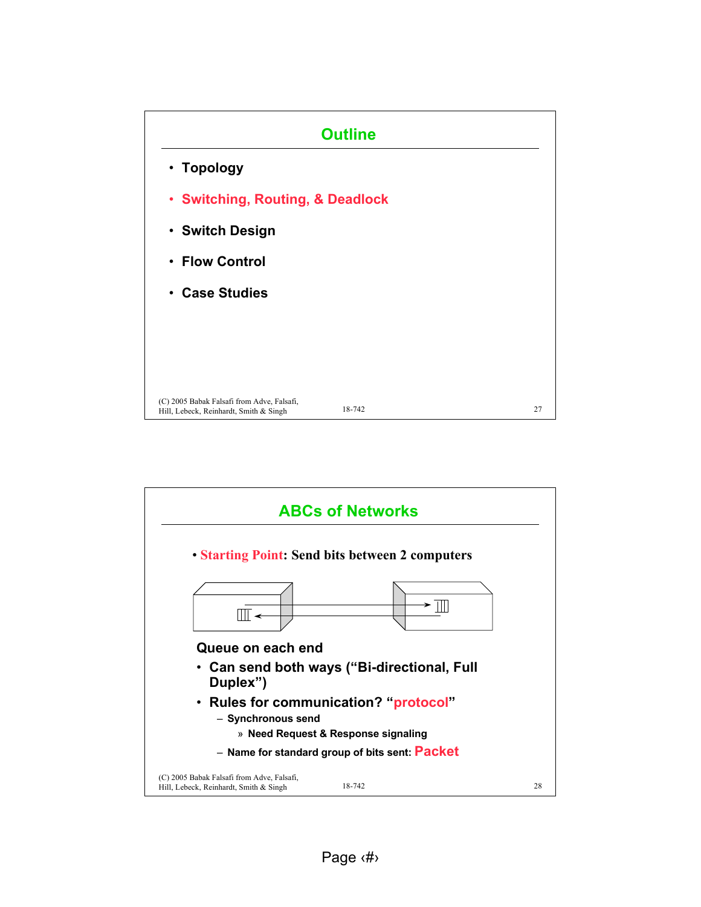## Outline

- Topology
- **Switching, Routing, & Deadlock**
- Switch Design
- Flow Control
- Case Studies

## ABCs of Networks

- **Starting Point**: Send bits between 2 computers

**Queue on each end**

- Can send both ways ("Bi-directional, Full Duplex")
- Rules for communication? "**protocol**"
  - Synchronous send
    - » Need Request & Response signaling
  - Name for standard group of bits sent: **Packet**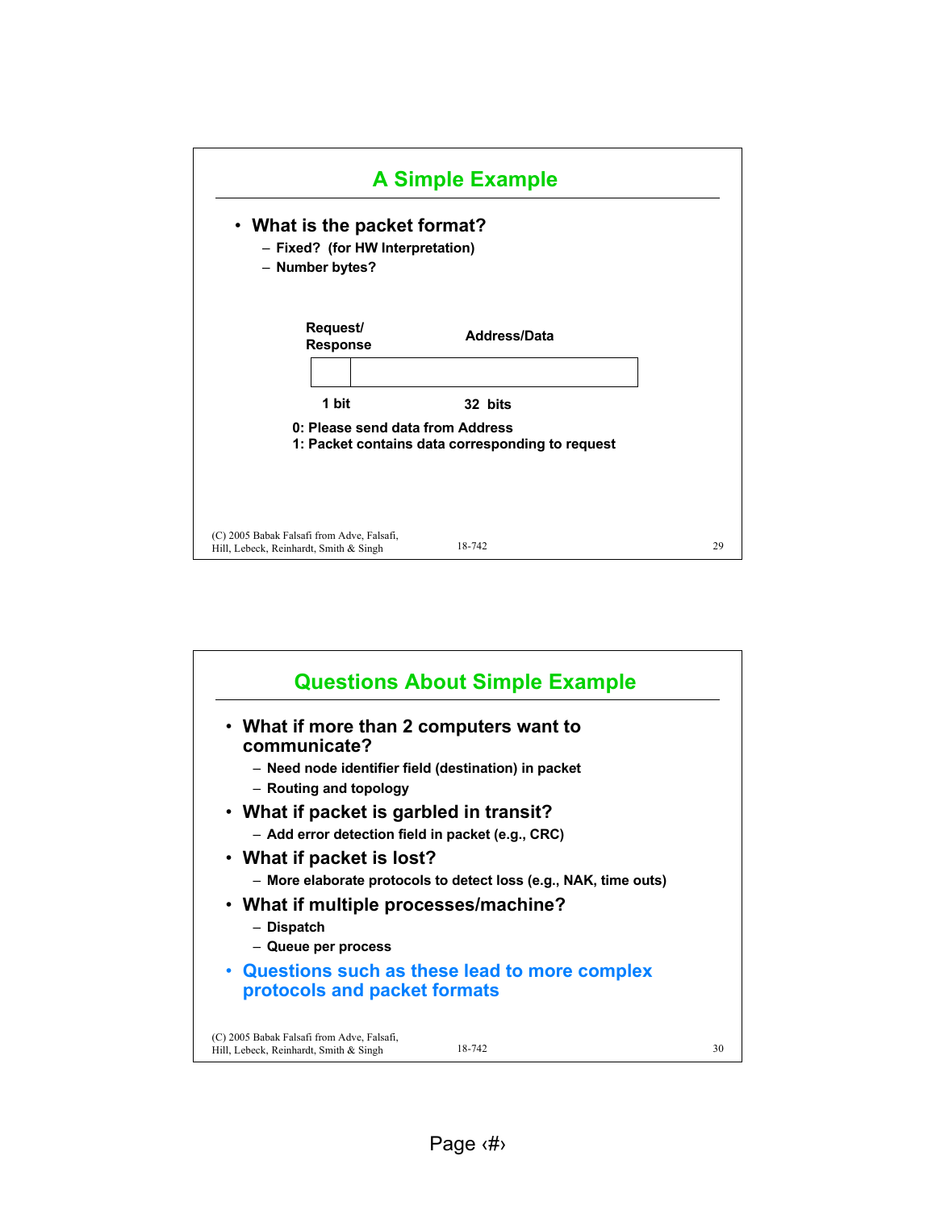## A Simple Example

- **What is the packet format?**
  - Fixed? (for HW Interpretation)
  - Number bytes?

| Request/ Response | Address/Data |
| --- | --- |
| 1 bit | 32 bits |

0: Please send data from Address
1: Packet contains data corresponding to request

## Questions About Simple Example

- **What if more than 2 computers want to communicate?**
  - Need node identifier field (destination) in packet
  - Routing and topology
- **What if packet is garbled in transit?**
  - Add error detection field in packet (e.g., CRC)
- **What if packet is lost?**
  - More elaborate protocols to detect loss (e.g., NAK, time outs)
- **What if multiple processes/machine?**
  - Dispatch
  - Queue per process
- **Questions such as these lead to more complex protocols and packet formats**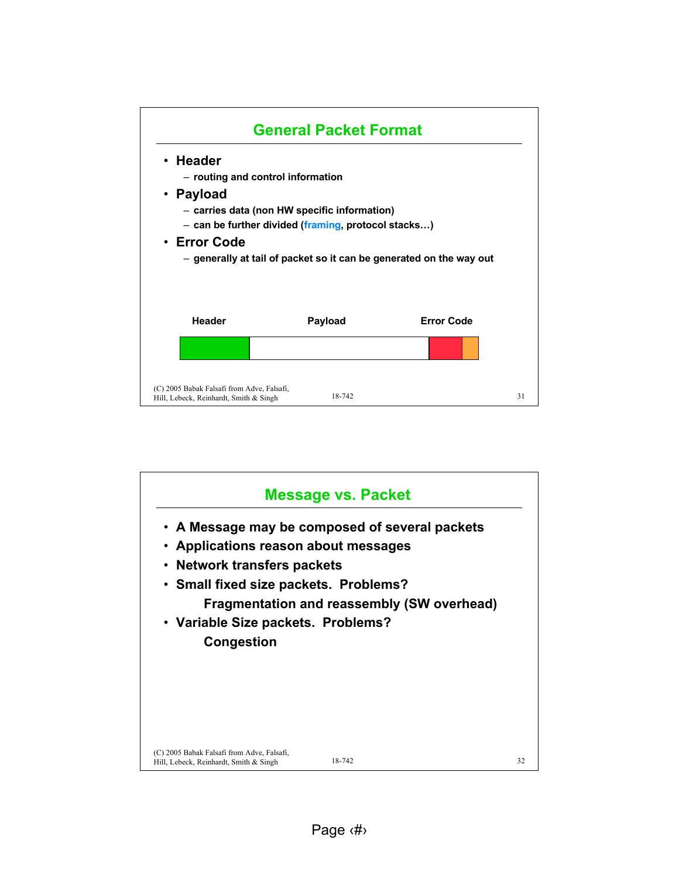## General Packet Format

- **Header**
  - routing and control information
- **Payload**
  - carries data (non HW specific information)
  - can be further divided (framing, protocol stacks…)
- **Error Code**
  - generally at tail of packet so it can be generated on the way out

| Header | Payload | Error Code |
|---|---|---|

## Message vs. Packet

- **A Message may be composed of several packets**
- **Applications reason about messages**
- **Network transfers packets**
- **Small fixed size packets. Problems?**
  - **Fragmentation and reassembly (SW overhead)**
- **Variable Size packets. Problems?**
  - **Congestion**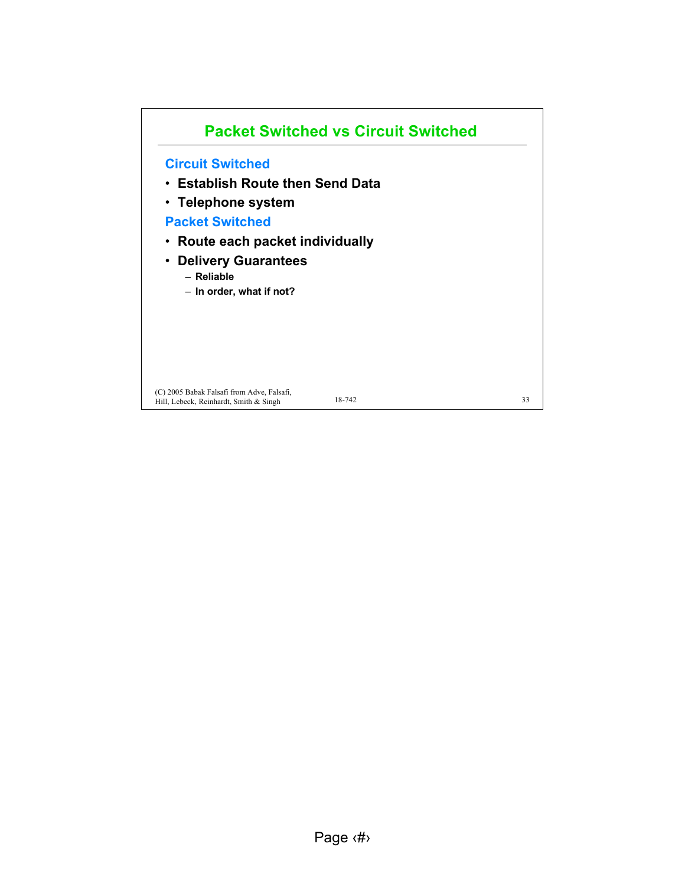# Packet Switched vs Circuit Switched

## Circuit Switched

- Establish Route then Send Data
- Telephone system

## Packet Switched

- Route each packet individually
- Delivery Guarantees
  - Reliable
  - In order, what if not?

(C) 2005 Babak Falsafi from Adve, Falsafi, Hill, Lebeck, Reinhardt, Smith & Singh